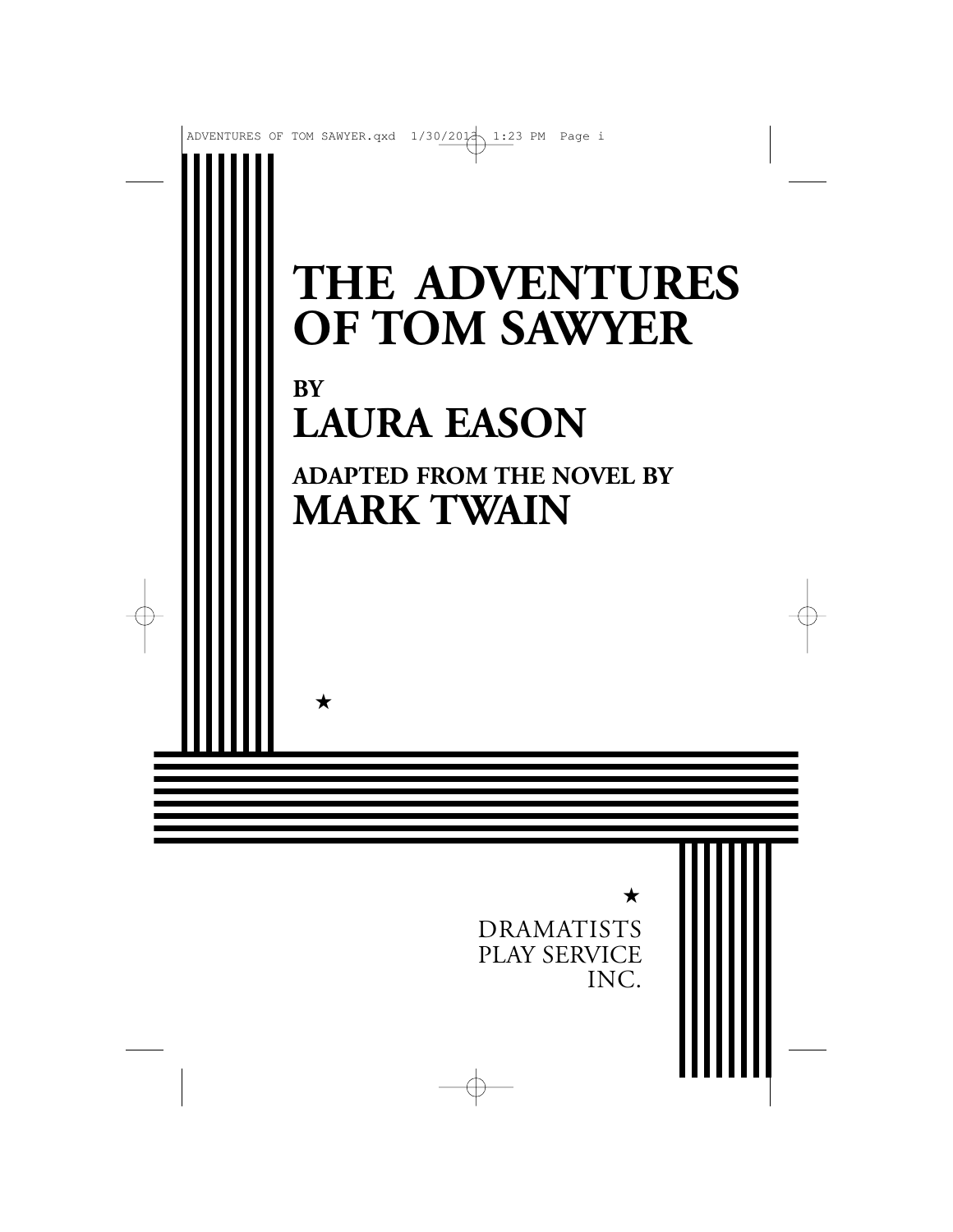# THE ADVENTURES OF TOM SAWYER

**BY**

## LAURA EASON

**ADAPTED FROM THE NOVEL BY**

## MARK TWAIN

★

★

DRAMATISTS
PLAY SERVICE
INC.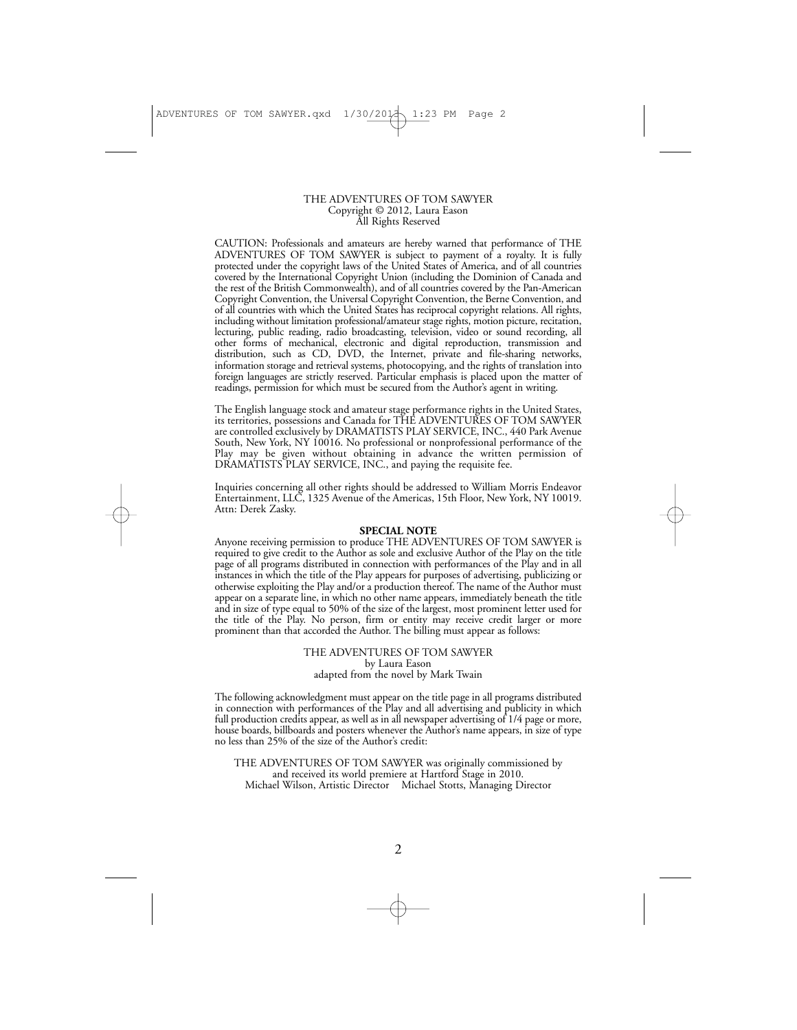THE ADVENTURES OF TOM SAWYER
Copyright © 2012, Laura Eason
All Rights Reserved

CAUTION: Professionals and amateurs are hereby warned that performance of THE ADVENTURES OF TOM SAWYER is subject to payment of a royalty. It is fully protected under the copyright laws of the United States of America, and of all countries covered by the International Copyright Union (including the Dominion of Canada and the rest of the British Commonwealth), and of all countries covered by the Pan-American Copyright Convention, the Universal Copyright Convention, the Berne Convention, and of all countries with which the United States has reciprocal copyright relations. All rights, including without limitation professional/amateur stage rights, motion picture, recitation, lecturing, public reading, radio broadcasting, television, video or sound recording, all other forms of mechanical, electronic and digital reproduction, transmission and distribution, such as CD, DVD, the Internet, private and file-sharing networks, information storage and retrieval systems, photocopying, and the rights of translation into foreign languages are strictly reserved. Particular emphasis is placed upon the matter of readings, permission for which must be secured from the Author's agent in writing.

The English language stock and amateur stage performance rights in the United States, its territories, possessions and Canada for THE ADVENTURES OF TOM SAWYER are controlled exclusively by DRAMATISTS PLAY SERVICE, INC., 440 Park Avenue South, New York, NY 10016. No professional or nonprofessional performance of the Play may be given without obtaining in advance the written permission of DRAMATISTS PLAY SERVICE, INC., and paying the requisite fee.

Inquiries concerning all other rights should be addressed to William Morris Endeavor Entertainment, LLC, 1325 Avenue of the Americas, 15th Floor, New York, NY 10019. Attn: Derek Zasky.

**SPECIAL NOTE**

Anyone receiving permission to produce THE ADVENTURES OF TOM SAWYER is required to give credit to the Author as sole and exclusive Author of the Play on the title page of all programs distributed in connection with performances of the Play and in all instances in which the title of the Play appears for purposes of advertising, publicizing or otherwise exploiting the Play and/or a production thereof. The name of the Author must appear on a separate line, in which no other name appears, immediately beneath the title and in size of type equal to 50% of the size of the largest, most prominent letter used for the title of the Play. No person, firm or entity may receive credit larger or more prominent than that accorded the Author. The billing must appear as follows:

THE ADVENTURES OF TOM SAWYER
by Laura Eason
adapted from the novel by Mark Twain

The following acknowledgment must appear on the title page in all programs distributed in connection with performances of the Play and all advertising and publicity in which full production credits appear, as well as in all newspaper advertising of 1/4 page or more, house boards, billboards and posters whenever the Author's name appears, in size of type no less than 25% of the size of the Author's credit:

THE ADVENTURES OF TOM SAWYER was originally commissioned by and received its world premiere at Hartford Stage in 2010.
Michael Wilson, Artistic Director Michael Stotts, Managing Director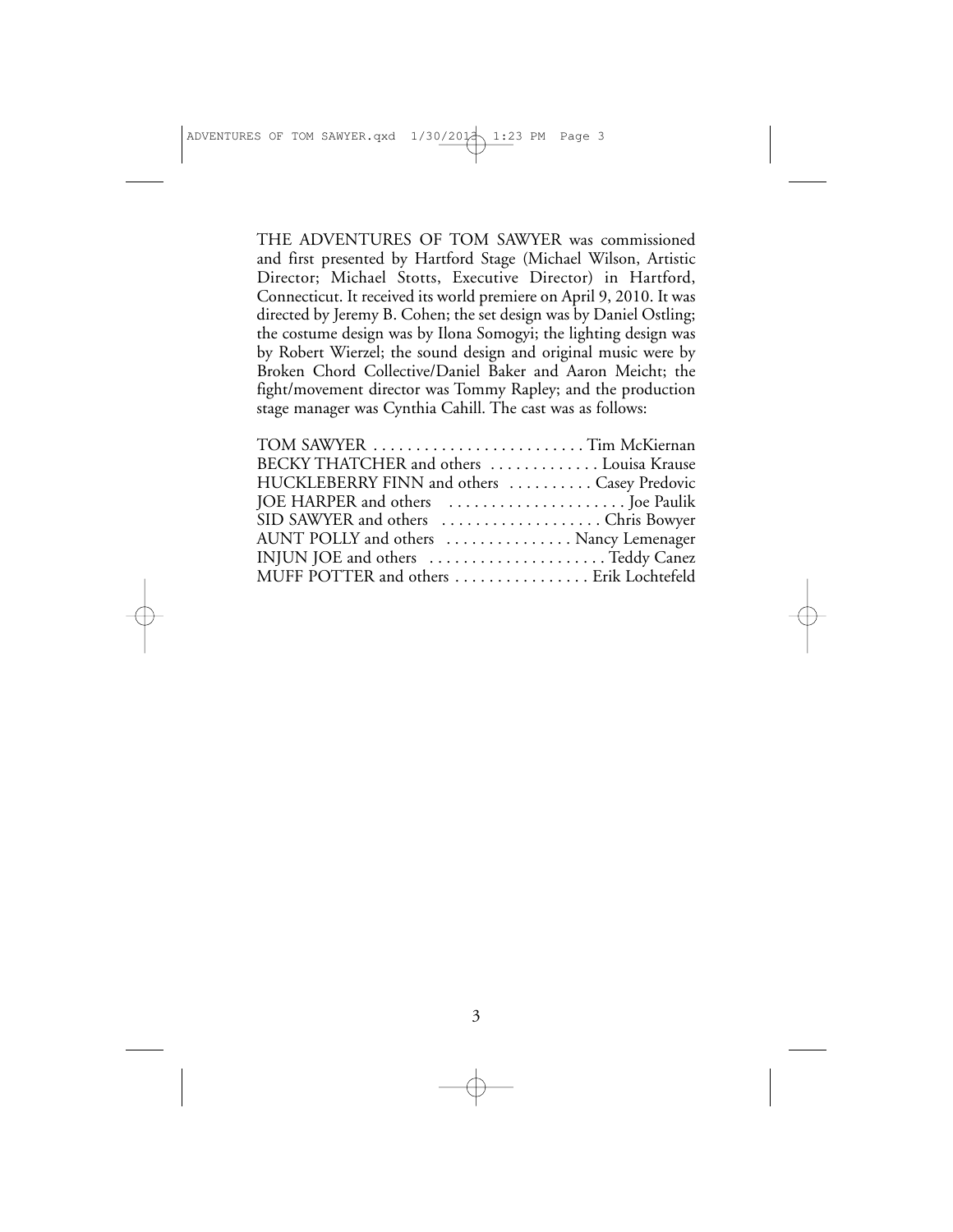THE ADVENTURES OF TOM SAWYER was commissioned and first presented by Hartford Stage (Michael Wilson, Artistic Director; Michael Stotts, Executive Director) in Hartford, Connecticut. It received its world premiere on April 9, 2010. It was directed by Jeremy B. Cohen; the set design was by Daniel Ostling; the costume design was by Ilona Somogyi; the lighting design was by Robert Wierzel; the sound design and original music were by Broken Chord Collective/Daniel Baker and Aaron Meicht; the fight/movement director was Tommy Rapley; and the production stage manager was Cynthia Cahill. The cast was as follows:

TOM SAWYER . . . . . . . . . . . . . . . . . . . . . . . . . Tim McKiernan
BECKY THATCHER and others . . . . . . . . . . . . . Louisa Krause
HUCKLEBERRY FINN and others . . . . . . . . . . Casey Predovic
JOE HARPER and others . . . . . . . . . . . . . . . . . . . . . Joe Paulik
SID SAWYER and others . . . . . . . . . . . . . . . . . . . Chris Bowyer
AUNT POLLY and others . . . . . . . . . . . . . . . Nancy Lemenager
INJUN JOE and others . . . . . . . . . . . . . . . . . . . . . Teddy Canez
MUFF POTTER and others . . . . . . . . . . . . . . . . Erik Lochtefeld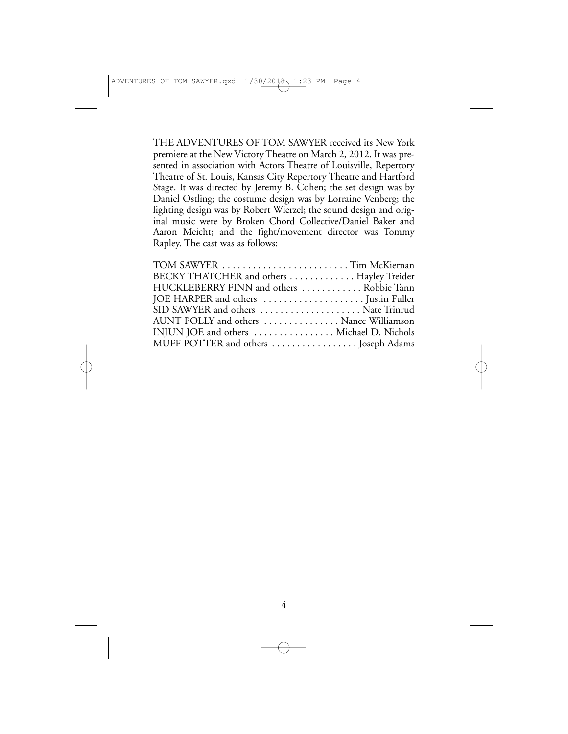THE ADVENTURES OF TOM SAWYER received its New York premiere at the New Victory Theatre on March 2, 2012. It was presented in association with Actors Theatre of Louisville, Repertory Theatre of St. Louis, Kansas City Repertory Theatre and Hartford Stage. It was directed by Jeremy B. Cohen; the set design was by Daniel Ostling; the costume design was by Lorraine Venberg; the lighting design was by Robert Wierzel; the sound design and original music were by Broken Chord Collective/Daniel Baker and Aaron Meicht; and the fight/movement director was Tommy Rapley. The cast was as follows:

TOM SAWYER . . . . . . . . . . . . . . . . . . . . . . . . . Tim McKiernan
BECKY THATCHER and others . . . . . . . . . . . . . Hayley Treider
HUCKLEBERRY FINN and others . . . . . . . . . . . . Robbie Tann
JOE HARPER and others . . . . . . . . . . . . . . . . . . . . Justin Fuller
SID SAWYER and others . . . . . . . . . . . . . . . . . . . . Nate Trinrud
AUNT POLLY and others . . . . . . . . . . . . . . . Nance Williamson
INJUN JOE and others . . . . . . . . . . . . . . . . Michael D. Nichols
MUFF POTTER and others . . . . . . . . . . . . . . . . . Joseph Adams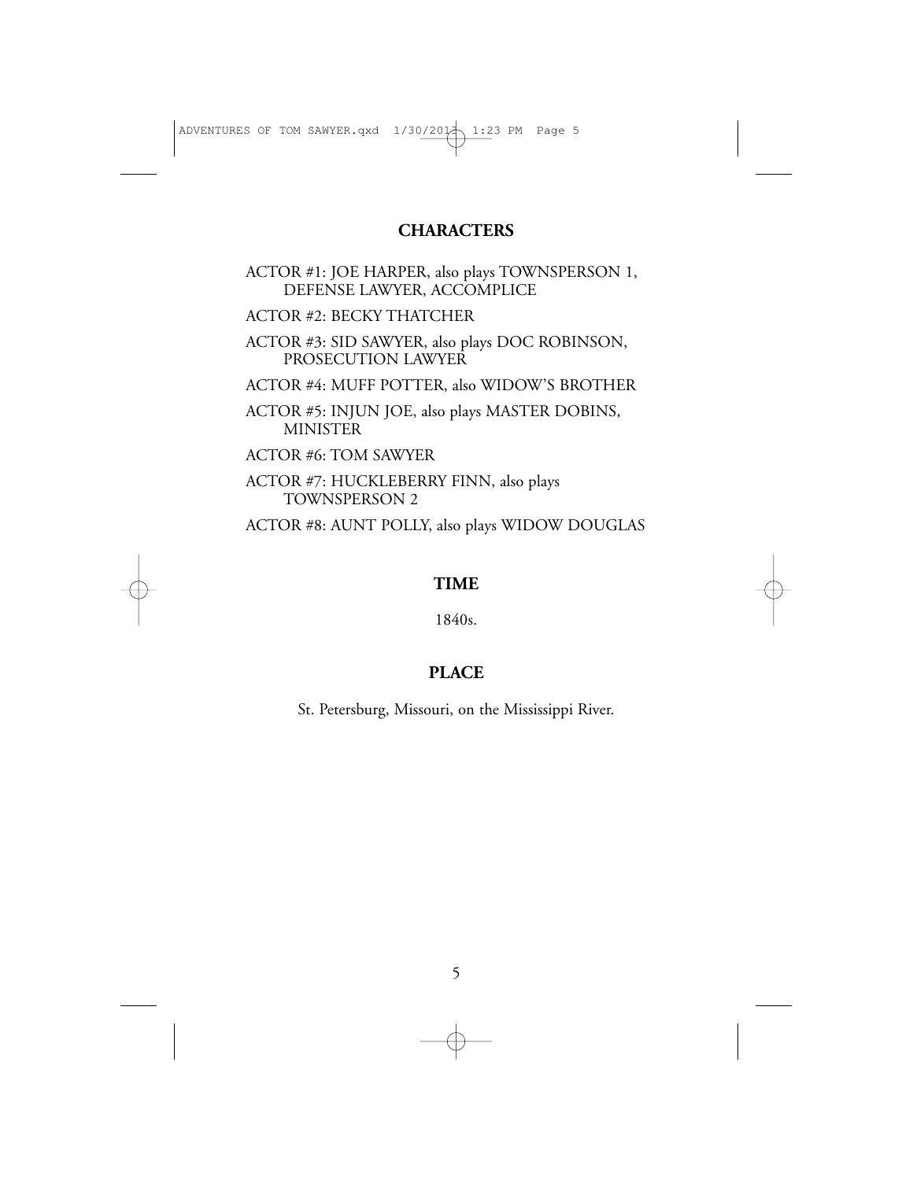## CHARACTERS

ACTOR #1: JOE HARPER, also plays TOWNSPERSON 1, DEFENSE LAWYER, ACCOMPLICE

ACTOR #2: BECKY THATCHER

ACTOR #3: SID SAWYER, also plays DOC ROBINSON, PROSECUTION LAWYER

ACTOR #4: MUFF POTTER, also WIDOW'S BROTHER

ACTOR #5: INJUN JOE, also plays MASTER DOBINS, MINISTER

ACTOR #6: TOM SAWYER

ACTOR #7: HUCKLEBERRY FINN, also plays TOWNSPERSON 2

ACTOR #8: AUNT POLLY, also plays WIDOW DOUGLAS

## TIME

1840s.

## PLACE

St. Petersburg, Missouri, on the Mississippi River.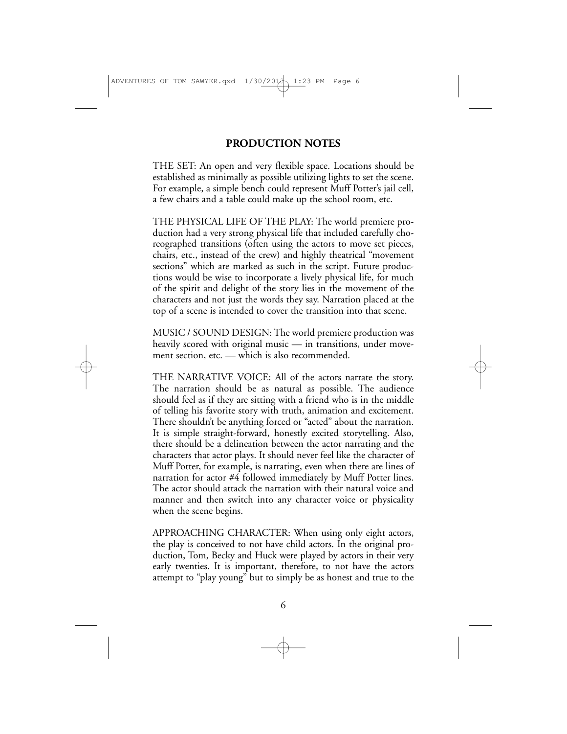## PRODUCTION NOTES

THE SET: An open and very flexible space. Locations should be established as minimally as possible utilizing lights to set the scene. For example, a simple bench could represent Muff Potter's jail cell, a few chairs and a table could make up the school room, etc.

THE PHYSICAL LIFE OF THE PLAY: The world premiere production had a very strong physical life that included carefully choreographed transitions (often using the actors to move set pieces, chairs, etc., instead of the crew) and highly theatrical "movement sections" which are marked as such in the script. Future productions would be wise to incorporate a lively physical life, for much of the spirit and delight of the story lies in the movement of the characters and not just the words they say. Narration placed at the top of a scene is intended to cover the transition into that scene.

MUSIC / SOUND DESIGN: The world premiere production was heavily scored with original music — in transitions, under movement section, etc. — which is also recommended.

THE NARRATIVE VOICE: All of the actors narrate the story. The narration should be as natural as possible. The audience should feel as if they are sitting with a friend who is in the middle of telling his favorite story with truth, animation and excitement. There shouldn't be anything forced or "acted" about the narration. It is simple straight-forward, honestly excited storytelling. Also, there should be a delineation between the actor narrating and the characters that actor plays. It should never feel like the character of Muff Potter, for example, is narrating, even when there are lines of narration for actor #4 followed immediately by Muff Potter lines. The actor should attack the narration with their natural voice and manner and then switch into any character voice or physicality when the scene begins.

APPROACHING CHARACTER: When using only eight actors, the play is conceived to not have child actors. In the original production, Tom, Becky and Huck were played by actors in their very early twenties. It is important, therefore, to not have the actors attempt to "play young" but to simply be as honest and true to the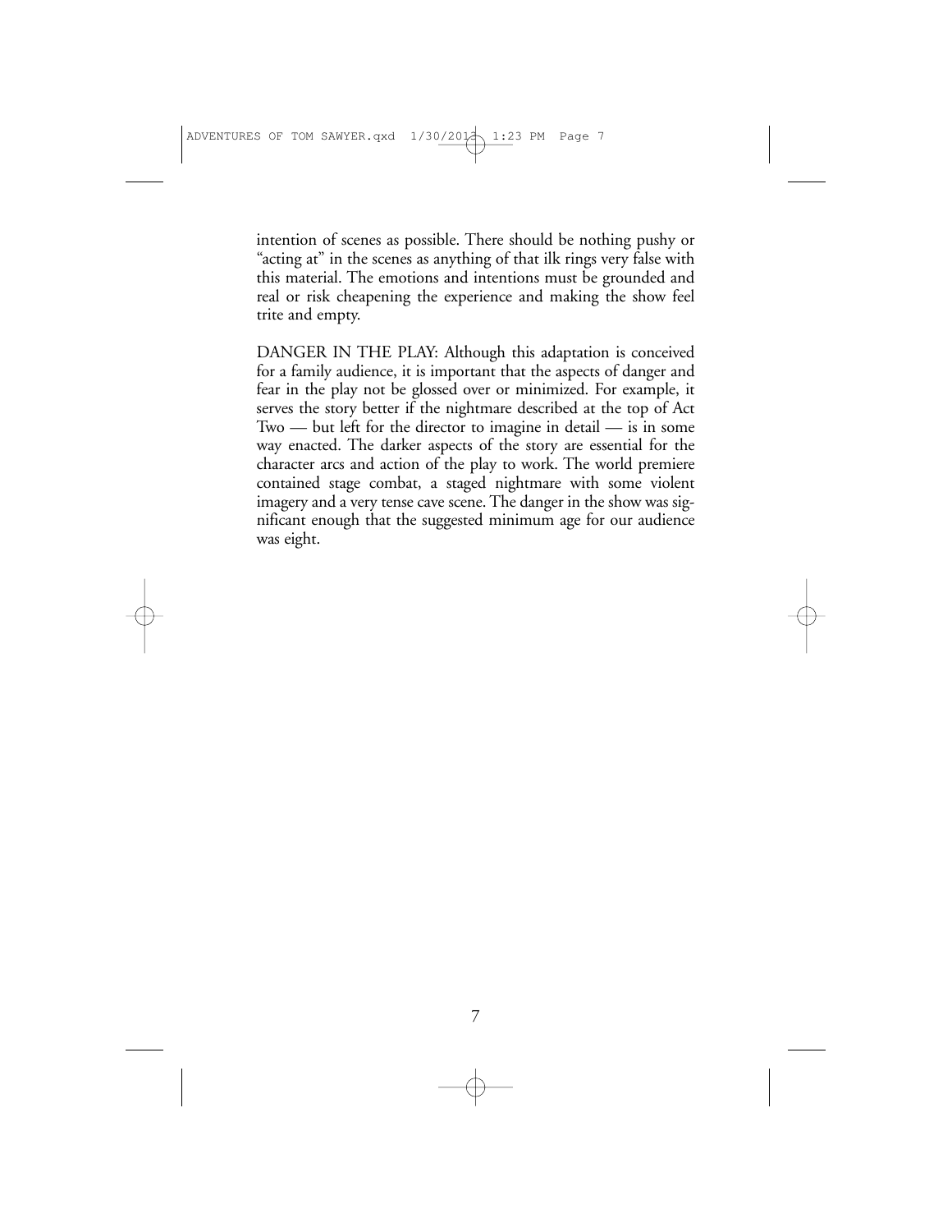intention of scenes as possible. There should be nothing pushy or "acting at" in the scenes as anything of that ilk rings very false with this material. The emotions and intentions must be grounded and real or risk cheapening the experience and making the show feel trite and empty.

DANGER IN THE PLAY: Although this adaptation is conceived for a family audience, it is important that the aspects of danger and fear in the play not be glossed over or minimized. For example, it serves the story better if the nightmare described at the top of Act Two — but left for the director to imagine in detail — is in some way enacted. The darker aspects of the story are essential for the character arcs and action of the play to work. The world premiere contained stage combat, a staged nightmare with some violent imagery and a very tense cave scene. The danger in the show was significant enough that the suggested minimum age for our audience was eight.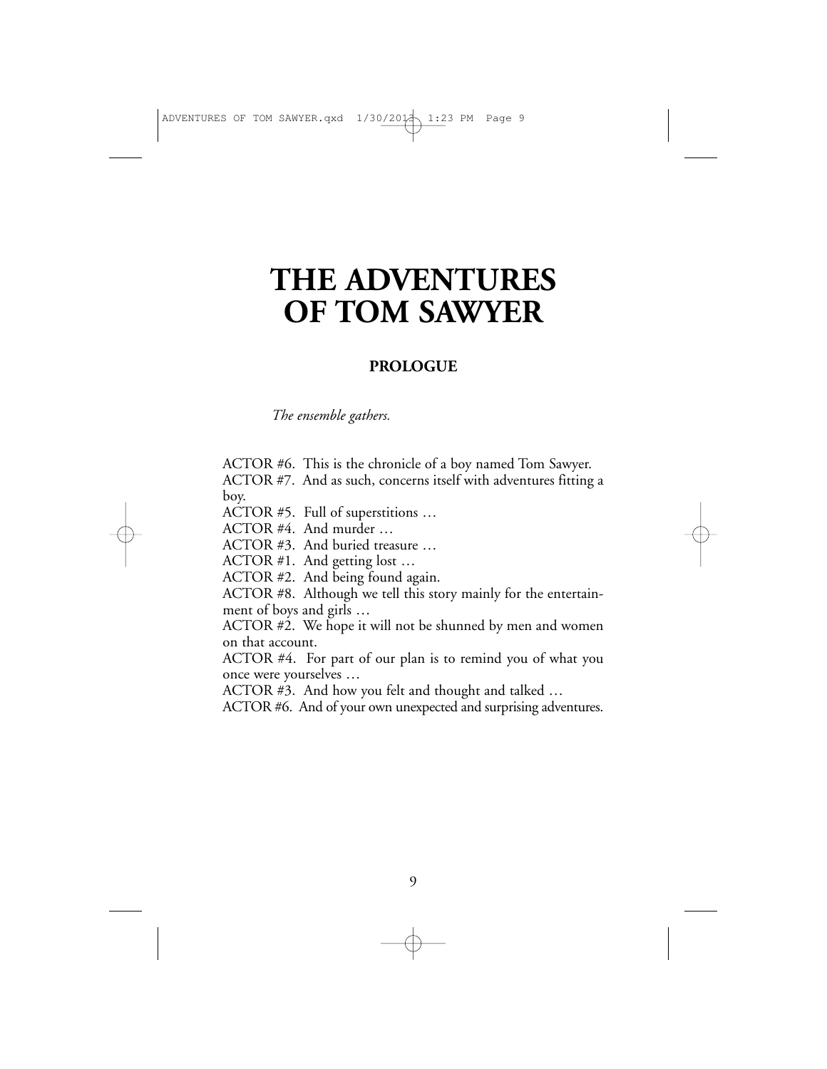# THE ADVENTURES OF TOM SAWYER

## PROLOGUE

*The ensemble gathers.*

ACTOR #6. This is the chronicle of a boy named Tom Sawyer.
ACTOR #7. And as such, concerns itself with adventures fitting a boy.
ACTOR #5. Full of superstitions …
ACTOR #4. And murder …
ACTOR #3. And buried treasure …
ACTOR #1. And getting lost …
ACTOR #2. And being found again.
ACTOR #8. Although we tell this story mainly for the entertainment of boys and girls …
ACTOR #2. We hope it will not be shunned by men and women on that account.
ACTOR #4. For part of our plan is to remind you of what you once were yourselves …
ACTOR #3. And how you felt and thought and talked …
ACTOR #6. And of your own unexpected and surprising adventures.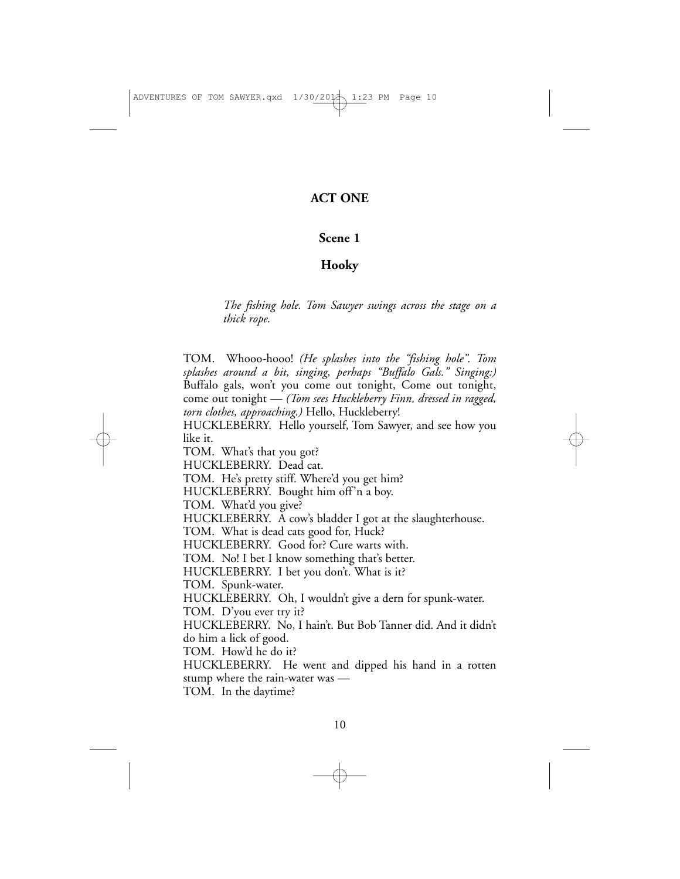# ACT ONE

## Scene 1

## Hooky

*The fishing hole. Tom Sawyer swings across the stage on a thick rope.*

TOM. Whooo-hooo! *(He splashes into the "fishing hole". Tom splashes around a bit, singing, perhaps "Buffalo Gals." Singing:)* Buffalo gals, won't you come out tonight, Come out tonight, come out tonight — *(Tom sees Huckleberry Finn, dressed in ragged, torn clothes, approaching.)* Hello, Huckleberry!
HUCKLEBERRY. Hello yourself, Tom Sawyer, and see how you like it.
TOM. What's that you got?
HUCKLEBERRY. Dead cat.
TOM. He's pretty stiff. Where'd you get him?
HUCKLEBERRY. Bought him off'n a boy.
TOM. What'd you give?
HUCKLEBERRY. A cow's bladder I got at the slaughterhouse.
TOM. What is dead cats good for, Huck?
HUCKLEBERRY. Good for? Cure warts with.
TOM. No! I bet I know something that's better.
HUCKLEBERRY. I bet you don't. What is it?
TOM. Spunk-water.
HUCKLEBERRY. Oh, I wouldn't give a dern for spunk-water.
TOM. D'you ever try it?
HUCKLEBERRY. No, I hain't. But Bob Tanner did. And it didn't do him a lick of good.
TOM. How'd he do it?
HUCKLEBERRY. He went and dipped his hand in a rotten stump where the rain-water was —
TOM. In the daytime?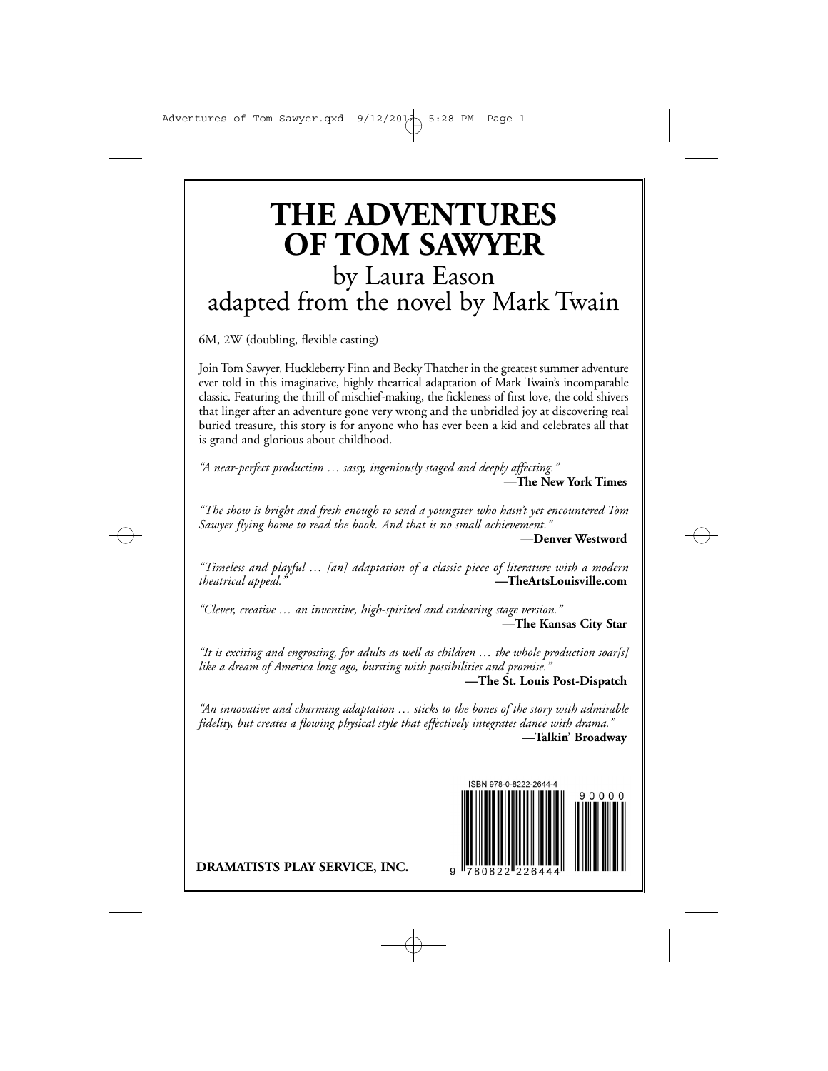# THE ADVENTURES OF TOM SAWYER

## by Laura Eason
## adapted from the novel by Mark Twain

6M, 2W (doubling, flexible casting)

Join Tom Sawyer, Huckleberry Finn and Becky Thatcher in the greatest summer adventure ever told in this imaginative, highly theatrical adaptation of Mark Twain's incomparable classic. Featuring the thrill of mischief-making, the fickleness of first love, the cold shivers that linger after an adventure gone very wrong and the unbridled joy at discovering real buried treasure, this story is for anyone who has ever been a kid and celebrates all that is grand and glorious about childhood.

*"A near-perfect production … sassy, ingeniously staged and deeply affecting."*
**—The New York Times**

*"The show is bright and fresh enough to send a youngster who hasn't yet encountered Tom Sawyer flying home to read the book. And that is no small achievement."*
**—Denver Westword**

*"Timeless and playful … [an] adaptation of a classic piece of literature with a modern theatrical appeal."*
**—TheArtsLouisville.com**

*"Clever, creative … an inventive, high-spirited and endearing stage version."*
**—The Kansas City Star**

*"It is exciting and engrossing, for adults as well as children … the whole production soar[s] like a dream of America long ago, bursting with possibilities and promise."*
**—The St. Louis Post-Dispatch**

*"An innovative and charming adaptation … sticks to the bones of the story with admirable fidelity, but creates a flowing physical style that effectively integrates dance with drama."*
**—Talkin' Broadway**

ISBN 978-0-8222-2644-4

90000

9 780822 226444

**DRAMATISTS PLAY SERVICE, INC.**